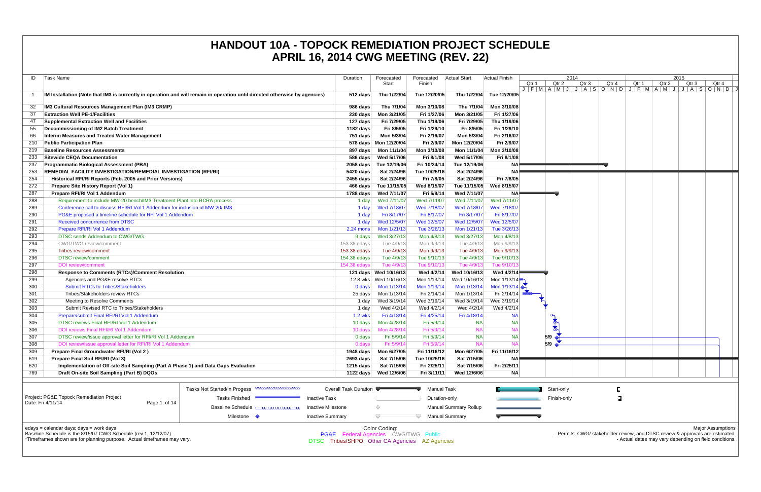# HANDOUT 10A - TOPOCK REMEDIATION PROJECT SCHEDULE
## APRIL 16, 2014 CWG MEETING (REV. 22)

| ID | Task Name | Duration | Forecasted Start | Forecasted Finish | Actual Start | Actual Finish |
|---|---|---|---|---|---|---|
| 1 | IM Installation (Note that IM3 is currently in operation and will remain in operation until directed otherwise by agencies) | 512 days | Thu 1/22/04 | Tue 12/20/05 | Thu 1/22/04 | Tue 12/20/05 |
| 32 | IM3 Cultural Resources Management Plan (IM3 CRMP) | 986 days | Thu 7/1/04 | Mon 3/10/08 | Thu 7/1/04 | Mon 3/10/08 |
| 37 | Extraction Well PE-1/Facilities | 230 days | Mon 3/21/05 | Fri 1/27/06 | Mon 3/21/05 | Fri 1/27/06 |
| 47 | Supplemental Extraction Well and Facilities | 127 days | Fri 7/29/05 | Thu 1/19/06 | Fri 7/29/05 | Thu 1/19/06 |
| 55 | Decommissioning of IM2 Batch Treatment | 1182 days | Fri 8/5/05 | Fri 1/29/10 | Fri 8/5/05 | Fri 1/29/10 |
| 66 | Interim Measures and Treated Water Management | 751 days | Mon 5/3/04 | Fri 2/16/07 | Mon 5/3/04 | Fri 2/16/07 |
| 210 | Public Participation Plan | 578 days | Mon 12/20/04 | Fri 2/9/07 | Mon 12/20/04 | Fri 2/9/07 |
| 219 | Baseline Resources Assessments | 897 days | Mon 11/1/04 | Mon 3/10/08 | Mon 11/1/04 | Mon 3/10/08 |
| 233 | Sitewide CEQA Documentation | 586 days | Wed 5/17/06 | Fri 8/1/08 | Wed 5/17/06 | Fri 8/1/08 |
| 237 | Programmatic Biological Assessment (PBA) | 2058 days | Tue 12/19/06 | Fri 10/24/14 | Tue 12/19/06 | NA |
| 253 | REMEDIAL FACILITY INVESTIGATION/REMEDIAL INVESTIGATION (RFI/RI) | 5420 days | Sat 2/24/96 | Tue 10/25/16 | Sat 2/24/96 | NA |
| 254 | Historical RFI/RI Reports (Feb. 2005 and Prior Versions) | 2455 days | Sat 2/24/96 | Fri 7/8/05 | Sat 2/24/96 | Fri 7/8/05 |
| 272 | Prepare Site History Report (Vol 1) | 466 days | Tue 11/15/05 | Wed 8/15/07 | Tue 11/15/05 | Wed 8/15/07 |
| 287 | Prepare RFI/RI Vol 1 Addendum | 1788 days | Wed 7/11/07 | Fri 5/9/14 | Wed 7/11/07 | NA |
| 288 | Requirement to include MW-20 bench/IM3 Treatment Plant into RCRA process | 1 day | Wed 7/11/07 | Wed 7/11/07 | Wed 7/11/07 | Wed 7/11/07 |
| 289 | Conference call to discuss RFI/RI Vol 1 Addendum for inclusion of MW-20/ IM3 | 1 day | Wed 7/18/07 | Wed 7/18/07 | Wed 7/18/07 | Wed 7/18/07 |
| 290 | PG&E proposed a timeline schedule for RFI Vol 1 Addendum | 1 day | Fri 8/17/07 | Fri 8/17/07 | Fri 8/17/07 | Fri 8/17/07 |
| 291 | Received concurrence from DTSC | 1 day | Wed 12/5/07 | Wed 12/5/07 | Wed 12/5/07 | Wed 12/5/07 |
| 292 | Prepare RFI/RI Vol 1 Addendum | 2.24 mons | Mon 1/21/13 | Tue 3/26/13 | Mon 1/21/13 | Tue 3/26/13 |
| 293 | DTSC sends Addendum to CWG/TWG | 9 days | Wed 3/27/13 | Mon 4/8/13 | Wed 3/27/13 | Mon 4/8/13 |
| 294 | CWG/TWG review/comment | 153.38 edays | Tue 4/9/13 | Mon 9/9/13 | Tue 4/9/13 | Mon 9/9/13 |
| 295 | Tribes review/comment | 153.38 edays | Tue 4/9/13 | Mon 9/9/13 | Tue 4/9/13 | Mon 9/9/13 |
| 296 | DTSC review/comment | 154.38 edays | Tue 4/9/13 | Tue 9/10/13 | Tue 4/9/13 | Tue 9/10/13 |
| 297 | DOI review/comment | 154.38 edays | Tue 4/9/13 | Tue 9/10/13 | Tue 4/9/13 | Tue 9/10/13 |
| 298 | Response to Comments (RTCs)/Comment Resolution | 121 days | Wed 10/16/13 | Wed 4/2/14 | Wed 10/16/13 | Wed 4/2/14 |
| 299 | Agencies and PG&E resolve RTCs | 12.8 wks | Wed 10/16/13 | Mon 1/13/14 | Wed 10/16/13 | Mon 1/13/14 |
| 300 | Submit RTCs to Tribes/Stakeholders | 0 days | Mon 1/13/14 | Mon 1/13/14 | Mon 1/13/14 | Mon 1/13/14 |
| 301 | Tribes/Stakeholders review RTCs | 25 days | Mon 1/13/14 | Fri 2/14/14 | Mon 1/13/14 | Fri 2/14/14 |
| 302 | Meeting to Resolve Comments | 1 day | Wed 3/19/14 | Wed 3/19/14 | Wed 3/19/14 | Wed 3/19/14 |
| 303 | Submit Revised RTC to Tribes/Stakeholders | 1 day | Wed 4/2/14 | Wed 4/2/14 | Wed 4/2/14 | Wed 4/2/14 |
| 304 | Prepare/submit Final RFI/RI Vol 1 Addendum | 1.2 wks | Fri 4/18/14 | Fri 4/25/14 | Fri 4/18/14 | NA |
| 305 | DTSC reviews Final RFI/RI Vol 1 Addendum | 10 days | Mon 4/28/14 | Fri 5/9/14 | NA | NA |
| 306 | DOI reviews Final RFI/RI Vol 1 Addendum | 10 days | Mon 4/28/14 | Fri 5/9/14 | NA | NA |
| 307 | DTSC review/issue approval letter for RFI/RI Vol 1 Addendum | 0 days | Fri 5/9/14 | Fri 5/9/14 | NA | NA |
| 308 | DOI review/issue approval letter for RFI/RI Vol 1 Addendum | 0 days | Fri 5/9/14 | Fri 5/9/14 | NA | NA |
| 309 | Prepare Final Groundwater RFI/RI (Vol 2 ) | 1948 days | Mon 6/27/05 | Fri 11/16/12 | Mon 6/27/05 | Fri 11/16/12 |
| 619 | Prepare Final Soil RFI/RI (Vol 3) | 2693 days | Sat 7/15/06 | Tue 10/25/16 | Sat 7/15/06 | NA |
| 620 | Implementation of Off-site Soil Sampling (Part A Phase 1) and Data Gaps Evaluation | 1215 days | Sat 7/15/06 | Fri 2/25/11 | Sat 7/15/06 | Fri 2/25/11 |
| 769 | Draft On-site Soil Sampling (Part B) DQOs | 1122 days | Wed 12/6/06 | Fri 3/11/11 | Wed 12/6/06 | NA |

Project: PG&E Topock Remediation Project
Date: Fri 4/11/14

Legend: Tasks Not Started/In Progess; Tasks Finished; Baseline Schedule; Milestone; Overall Task Duration; Inactive Task; Inactive Milestone; Inactive Summary; Manual Task; Duration-only; Manual Summary Rollup; Manual Summary; Start-only; Finish-only

edays = calendar days; days = work days
Baseline Schedule is the 8/15/07 CWG Schedule (rev 1, 12/12/07).
*Timeframes shown are for planning purpose. Actual timeframes may vary.

Color Coding:
PG&E Federal Agencies CWG/TWG Public
DTSC Tribes/SHPO Other CA Agencies AZ Agencies

Major Assumptions
- Permits, CWG/ stakeholder review, and DTSC review & approvals are estimated.
- Actual dates may vary depending on field conditions.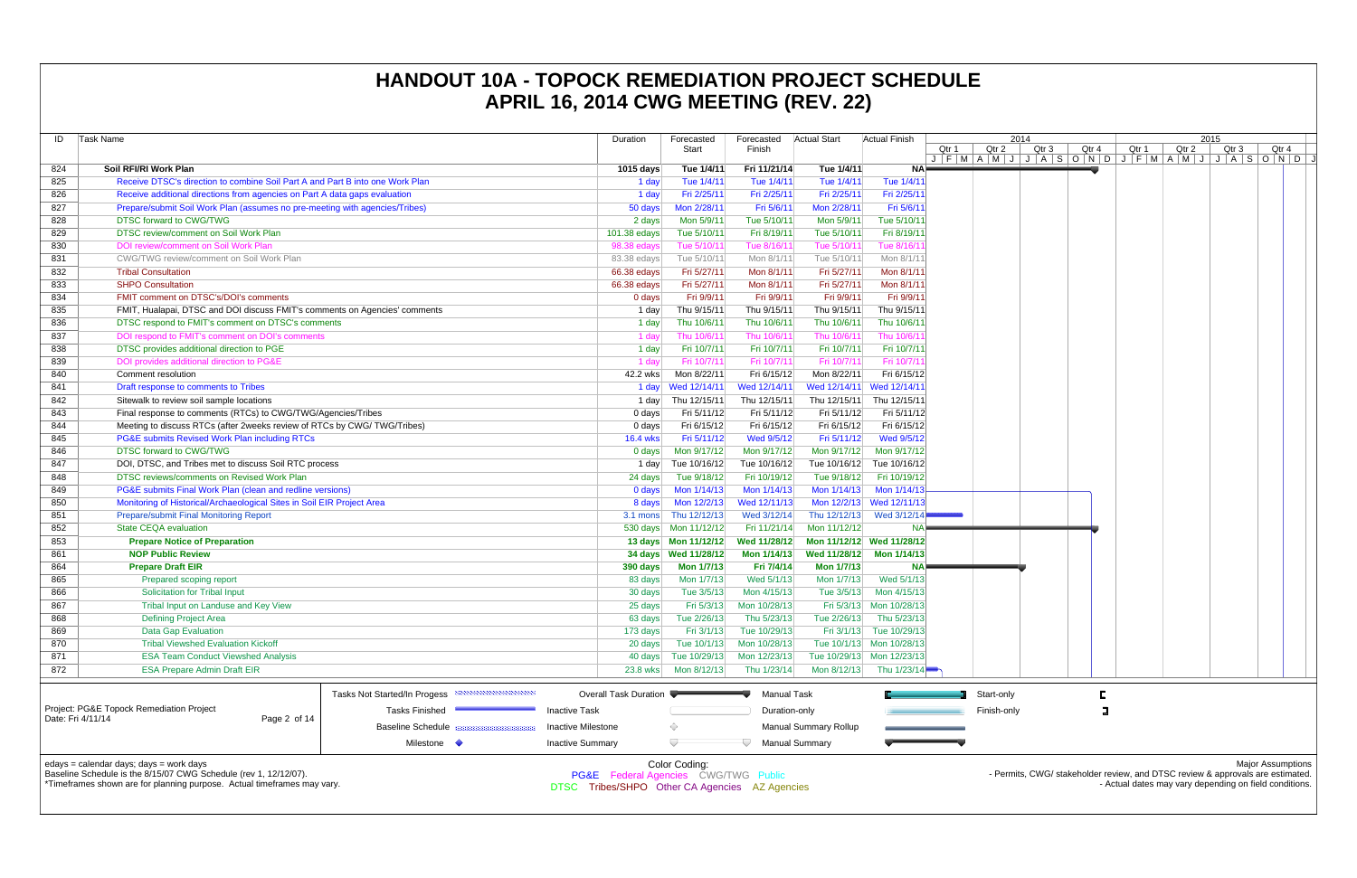# HANDOUT 10A - TOPOCK REMEDIATION PROJECT SCHEDULE
# APRIL 16, 2014 CWG MEETING (REV. 22)

| ID | Task Name | Duration | Forecasted Start | Forecasted Finish | Actual Start | Actual Finish |
|---|---|---|---|---|---|---|
| 824 | **Soil RFI/RI Work Plan** | **1015 days** | **Tue 1/4/11** | **Fri 11/21/14** | **Tue 1/4/11** | **NA** |
| 825 | Receive DTSC's direction to combine Soil Part A and Part B into one Work Plan | 1 day | Tue 1/4/11 | Tue 1/4/11 | Tue 1/4/11 | Tue 1/4/11 |
| 826 | Receive additional directions from agencies on Part A data gaps evaluation | 1 day | Fri 2/25/11 | Fri 2/25/11 | Fri 2/25/11 | Fri 2/25/11 |
| 827 | Prepare/submit Soil Work Plan (assumes no pre-meeting with agencies/Tribes) | 50 days | Mon 2/28/11 | Fri 5/6/11 | Mon 2/28/11 | Fri 5/6/11 |
| 828 | DTSC forward to CWG/TWG | 2 days | Mon 5/9/11 | Tue 5/10/11 | Mon 5/9/11 | Tue 5/10/11 |
| 829 | DTSC review/comment on Soil Work Plan | 101.38 edays | Tue 5/10/11 | Fri 8/19/11 | Tue 5/10/11 | Fri 8/19/11 |
| 830 | DOI review/comment on Soil Work Plan | 98.38 edays | Tue 5/10/11 | Tue 8/16/11 | Tue 5/10/11 | Tue 8/16/11 |
| 831 | CWG/TWG review/comment on Soil Work Plan | 83.38 edays | Tue 5/10/11 | Mon 8/1/11 | Tue 5/10/11 | Mon 8/1/11 |
| 832 | Tribal Consultation | 66.38 edays | Fri 5/27/11 | Mon 8/1/11 | Fri 5/27/11 | Mon 8/1/11 |
| 833 | SHPO Consultation | 66.38 edays | Fri 5/27/11 | Mon 8/1/11 | Fri 5/27/11 | Mon 8/1/11 |
| 834 | FMIT comment on DTSC's/DOI's comments | 0 days | Fri 9/9/11 | Fri 9/9/11 | Fri 9/9/11 | Fri 9/9/11 |
| 835 | FMIT, Hualapai, DTSC and DOI discuss FMIT's comments on Agencies' comments | 1 day | Thu 9/15/11 | Thu 9/15/11 | Thu 9/15/11 | Thu 9/15/11 |
| 836 | DTSC respond to FMIT's comment on DTSC's comments | 1 day | Thu 10/6/11 | Thu 10/6/11 | Thu 10/6/11 | Thu 10/6/11 |
| 837 | DOI respond to FMIT's comment on DOI's comments | 1 day | Thu 10/6/11 | Thu 10/6/11 | Thu 10/6/11 | Thu 10/6/11 |
| 838 | DTSC provides additional direction to PGE | 1 day | Fri 10/7/11 | Fri 10/7/11 | Fri 10/7/11 | Fri 10/7/11 |
| 839 | DOI provides additional direction to PG&E | 1 day | Fri 10/7/11 | Fri 10/7/11 | Fri 10/7/11 | Fri 10/7/11 |
| 840 | Comment resolution | 42.2 wks | Mon 8/22/11 | Fri 6/15/12 | Mon 8/22/11 | Fri 6/15/12 |
| 841 | Draft response to comments to Tribes | 1 day | Wed 12/14/11 | Wed 12/14/11 | Wed 12/14/11 | Wed 12/14/11 |
| 842 | Sitewalk to review soil sample locations | 1 day | Thu 12/15/11 | Thu 12/15/11 | Thu 12/15/11 | Thu 12/15/11 |
| 843 | Final response to comments (RTCs) to CWG/TWG/Agencies/Tribes | 0 days | Fri 5/11/12 | Fri 5/11/12 | Fri 5/11/12 | Fri 5/11/12 |
| 844 | Meeting to discuss RTCs (after 2weeks review of RTCs by CWG/ TWG/Tribes) | 0 days | Fri 6/15/12 | Fri 6/15/12 | Fri 6/15/12 | Fri 6/15/12 |
| 845 | PG&E submits Revised Work Plan including RTCs | 16.4 wks | Fri 5/11/12 | Wed 9/5/12 | Fri 5/11/12 | Wed 9/5/12 |
| 846 | DTSC forward to CWG/TWG | 0 days | Mon 9/17/12 | Mon 9/17/12 | Mon 9/17/12 | Mon 9/17/12 |
| 847 | DOI, DTSC, and Tribes met to discuss Soil RTC process | 1 day | Tue 10/16/12 | Tue 10/16/12 | Tue 10/16/12 | Tue 10/16/12 |
| 848 | DTSC reviews/comments on Revised Work Plan | 24 days | Tue 9/18/12 | Fri 10/19/12 | Tue 9/18/12 | Fri 10/19/12 |
| 849 | PG&E submits Final Work Plan (clean and redline versions) | 0 days | Mon 1/14/13 | Mon 1/14/13 | Mon 1/14/13 | Mon 1/14/13 |
| 850 | Monitoring of Historical/Archaeological Sites in Soil EIR Project Area | 8 days | Mon 12/2/13 | Wed 12/11/13 | Mon 12/2/13 | Wed 12/11/13 |
| 851 | Prepare/submit Final Monitoring Report | 3.1 mons | Thu 12/12/13 | Wed 3/12/14 | Thu 12/12/13 | Wed 3/12/14 |
| 852 | State CEQA evaluation | 530 days | Mon 11/12/12 | Fri 11/21/14 | Mon 11/12/12 | NA |
| 853 | **Prepare Notice of Preparation** | **13 days** | **Mon 11/12/12** | **Wed 11/28/12** | **Mon 11/12/12** | **Wed 11/28/12** |
| 861 | **NOP Public Review** | **34 days** | **Wed 11/28/12** | **Mon 1/14/13** | **Wed 11/28/12** | **Mon 1/14/13** |
| 864 | **Prepare Draft EIR** | **390 days** | **Mon 1/7/13** | **Fri 7/4/14** | **Mon 1/7/13** | **NA** |
| 865 | Prepared scoping report | 83 days | Mon 1/7/13 | Wed 5/1/13 | Mon 1/7/13 | Wed 5/1/13 |
| 866 | Solicitation for Tribal Input | 30 days | Tue 3/5/13 | Mon 4/15/13 | Tue 3/5/13 | Mon 4/15/13 |
| 867 | Tribal Input on Landuse and Key View | 25 days | Fri 5/3/13 | Mon 10/28/13 | Fri 5/3/13 | Mon 10/28/13 |
| 868 | Defining Project Area | 63 days | Tue 2/26/13 | Thu 5/23/13 | Tue 2/26/13 | Thu 5/23/13 |
| 869 | Data Gap Evaluation | 173 days | Fri 3/1/13 | Tue 10/29/13 | Fri 3/1/13 | Tue 10/29/13 |
| 870 | Tribal Viewshed Evaluation Kickoff | 20 days | Tue 10/1/13 | Mon 10/28/13 | Tue 10/1/13 | Mon 10/28/13 |
| 871 | ESA Team Conduct Viewshed Analysis | 40 days | Tue 10/29/13 | Mon 12/23/13 | Tue 10/29/13 | Mon 12/23/13 |
| 872 | ESA Prepare Admin Draft EIR | 23.8 wks | Mon 8/12/13 | Thu 1/23/14 | Mon 8/12/13 | Thu 1/23/14 |

Project: PG&E Topock Remediation Project
Date: Fri 4/11/14

Legend: Tasks Not Started/In Progess; Tasks Finished; Baseline Schedule; Milestone; Overall Task Duration; Inactive Task; Inactive Milestone; Inactive Summary; Manual Task; Duration-only; Manual Summary Rollup; Manual Summary; Start-only; Finish-only

edays = calendar days; days = work days
Baseline Schedule is the 8/15/07 CWG Schedule (rev 1, 12/12/07).
*Timeframes shown are for planning purpose. Actual timeframes may vary.

Color Coding:
PG&E Federal Agencies CWG/TWG Public
DTSC Tribes/SHPO Other CA Agencies AZ Agencies

Major Assumptions
- Permits, CWG/ stakeholder review, and DTSC review & approvals are estimated.
- Actual dates may vary depending on field conditions.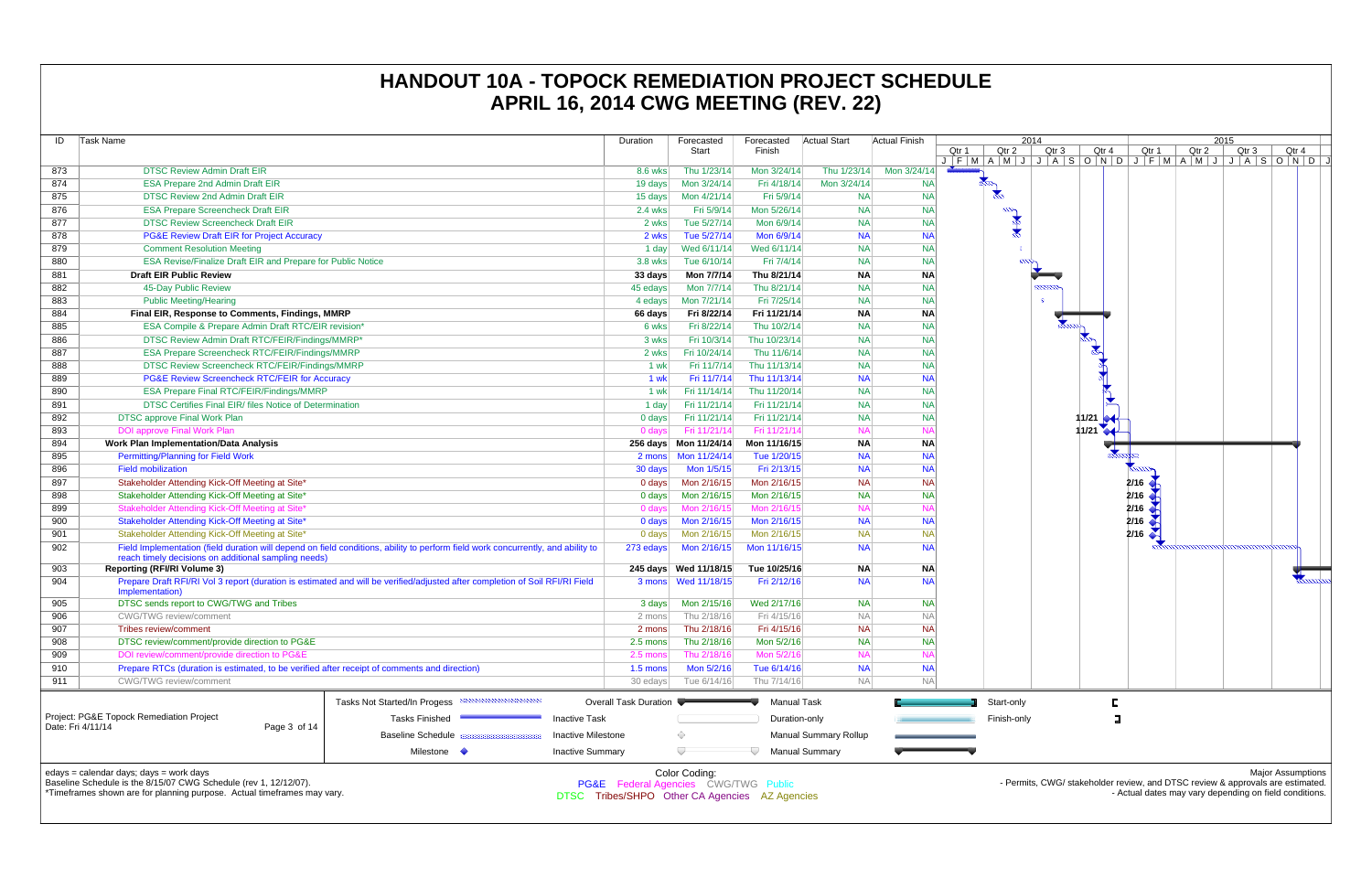# HANDOUT 10A - TOPOCK REMEDIATION PROJECT SCHEDULE
# APRIL 16, 2014 CWG MEETING (REV. 22)

| ID | Task Name | Duration | Forecasted Start | Forecasted Finish | Actual Start | Actual Finish |
|---|---|---|---|---|---|---|
| 873 | DTSC Review Admin Draft EIR | 8.6 wks | Thu 1/23/14 | Mon 3/24/14 | Thu 1/23/14 | Mon 3/24/14 |
| 874 | ESA Prepare 2nd Admin Draft EIR | 19 days | Mon 3/24/14 | Fri 4/18/14 | Mon 3/24/14 | NA |
| 875 | DTSC Review 2nd Admin Draft EIR | 15 days | Mon 4/21/14 | Fri 5/9/14 | NA | NA |
| 876 | ESA Prepare Screencheck Draft EIR | 2.4 wks | Fri 5/9/14 | Mon 5/26/14 | NA | NA |
| 877 | DTSC Review Screencheck Draft EIR | 2 wks | Tue 5/27/14 | Mon 6/9/14 | NA | NA |
| 878 | PG&E Review Draft EIR for Project Accuracy | 2 wks | Tue 5/27/14 | Mon 6/9/14 | NA | NA |
| 879 | Comment Resolution Meeting | 1 day | Wed 6/11/14 | Wed 6/11/14 | NA | NA |
| 880 | ESA Revise/Finalize Draft EIR and Prepare for Public Notice | 3.8 wks | Tue 6/10/14 | Fri 7/4/14 | NA | NA |
| 881 | **Draft EIR Public Review** | **33 days** | **Mon 7/7/14** | **Thu 8/21/14** | **NA** | **NA** |
| 882 | 45-Day Public Review | 45 edays | Mon 7/7/14 | Thu 8/21/14 | NA | NA |
| 883 | Public Meeting/Hearing | 4 edays | Mon 7/21/14 | Fri 7/25/14 | NA | NA |
| 884 | **Final EIR, Response to Comments, Findings, MMRP** | **66 days** | **Fri 8/22/14** | **Fri 11/21/14** | **NA** | **NA** |
| 885 | ESA Compile & Prepare Admin Draft RTC/EIR revision* | 6 wks | Fri 8/22/14 | Thu 10/2/14 | NA | NA |
| 886 | DTSC Review Admin Draft RTC/FEIR/Findings/MMRP* | 3 wks | Fri 10/3/14 | Thu 10/23/14 | NA | NA |
| 887 | ESA Prepare Screencheck RTC/FEIR/Findings/MMRP | 2 wks | Fri 10/24/14 | Thu 11/6/14 | NA | NA |
| 888 | DTSC Review Screencheck RTC/FEIR/Findings/MMRP | 1 wk | Fri 11/7/14 | Thu 11/13/14 | NA | NA |
| 889 | PG&E Review Screencheck RTC/FEIR for Accuracy | 1 wk | Fri 11/7/14 | Thu 11/13/14 | NA | NA |
| 890 | ESA Prepare Final RTC/FEIR/Findings/MMRP | 1 wk | Fri 11/14/14 | Thu 11/20/14 | NA | NA |
| 891 | DTSC Certifies Final EIR/ files Notice of Determination | 1 day | Fri 11/21/14 | Fri 11/21/14 | NA | NA |
| 892 | DTSC approve Final Work Plan | 0 days | Fri 11/21/14 | Fri 11/21/14 | NA | NA |
| 893 | DOI approve Final Work Plan | 0 days | Fri 11/21/14 | Fri 11/21/14 | NA | NA |
| 894 | **Work Plan Implementation/Data Analysis** | **256 days** | **Mon 11/24/14** | **Mon 11/16/15** | **NA** | **NA** |
| 895 | Permitting/Planning for Field Work | 2 mons | Mon 11/24/14 | Tue 1/20/15 | NA | NA |
| 896 | Field mobilization | 30 days | Mon 1/5/15 | Fri 2/13/15 | NA | NA |
| 897 | Stakeholder Attending Kick-Off Meeting at Site* | 0 days | Mon 2/16/15 | Mon 2/16/15 | NA | NA |
| 898 | Stakeholder Attending Kick-Off Meeting at Site* | 0 days | Mon 2/16/15 | Mon 2/16/15 | NA | NA |
| 899 | Stakeholder Attending Kick-Off Meeting at Site* | 0 days | Mon 2/16/15 | Mon 2/16/15 | NA | NA |
| 900 | Stakeholder Attending Kick-Off Meeting at Site* | 0 days | Mon 2/16/15 | Mon 2/16/15 | NA | NA |
| 901 | Stakeholder Attending Kick-Off Meeting at Site* | 0 days | Mon 2/16/15 | Mon 2/16/15 | NA | NA |
| 902 | Field Implementation (field duration will depend on field conditions, ability to perform field work concurrently, and ability to reach timely decisions on additional sampling needs) | 273 edays | Mon 2/16/15 | Mon 11/16/15 | NA | NA |
| 903 | **Reporting (RFI/RI Volume 3)** | **245 days** | **Wed 11/18/15** | **Tue 10/25/16** | **NA** | **NA** |
| 904 | Prepare Draft RFI/RI Vol 3 report (duration is estimated and will be verified/adjusted after completion of Soil RFI/RI Field Implementation) | 3 mons | Wed 11/18/15 | Fri 2/12/16 | NA | NA |
| 905 | DTSC sends report to CWG/TWG and Tribes | 3 days | Mon 2/15/16 | Wed 2/17/16 | NA | NA |
| 906 | CWG/TWG review/comment | 2 mons | Thu 2/18/16 | Fri 4/15/16 | NA | NA |
| 907 | Tribes review/comment | 2 mons | Thu 2/18/16 | Fri 4/15/16 | NA | NA |
| 908 | DTSC review/comment/provide direction to PG&E | 2.5 mons | Thu 2/18/16 | Mon 5/2/16 | NA | NA |
| 909 | DOI review/comment/provide direction to PG&E | 2.5 mons | Thu 2/18/16 | Mon 5/2/16 | NA | NA |
| 910 | Prepare RTCs (duration is estimated, to be verified after receipt of comments and direction) | 1.5 mons | Mon 5/2/16 | Tue 6/14/16 | NA | NA |
| 911 | CWG/TWG review/comment | 30 edays | Tue 6/14/16 | Thu 7/14/16 | NA | NA |

Project: PG&E Topock Remediation Project
Date: Fri 4/11/14

Legend: Tasks Not Started/In Progress; Tasks Finished; Baseline Schedule; Milestone; Overall Task Duration; Inactive Task; Inactive Milestone; Inactive Summary; Manual Task; Duration-only; Manual Summary Rollup; Manual Summary; Start-only; Finish-only

edays = calendar days; days = work days
Baseline Schedule is the 8/15/07 CWG Schedule (rev 1, 12/12/07).
*Timeframes shown are for planning purpose. Actual timeframes may vary.

Color Coding:
PG&E Federal Agencies CWG/TWG Public
DTSC Tribes/SHPO Other CA Agencies AZ Agencies

Major Assumptions
- Permits, CWG/ stakeholder review, and DTSC review & approvals are estimated.
- Actual dates may vary depending on field conditions.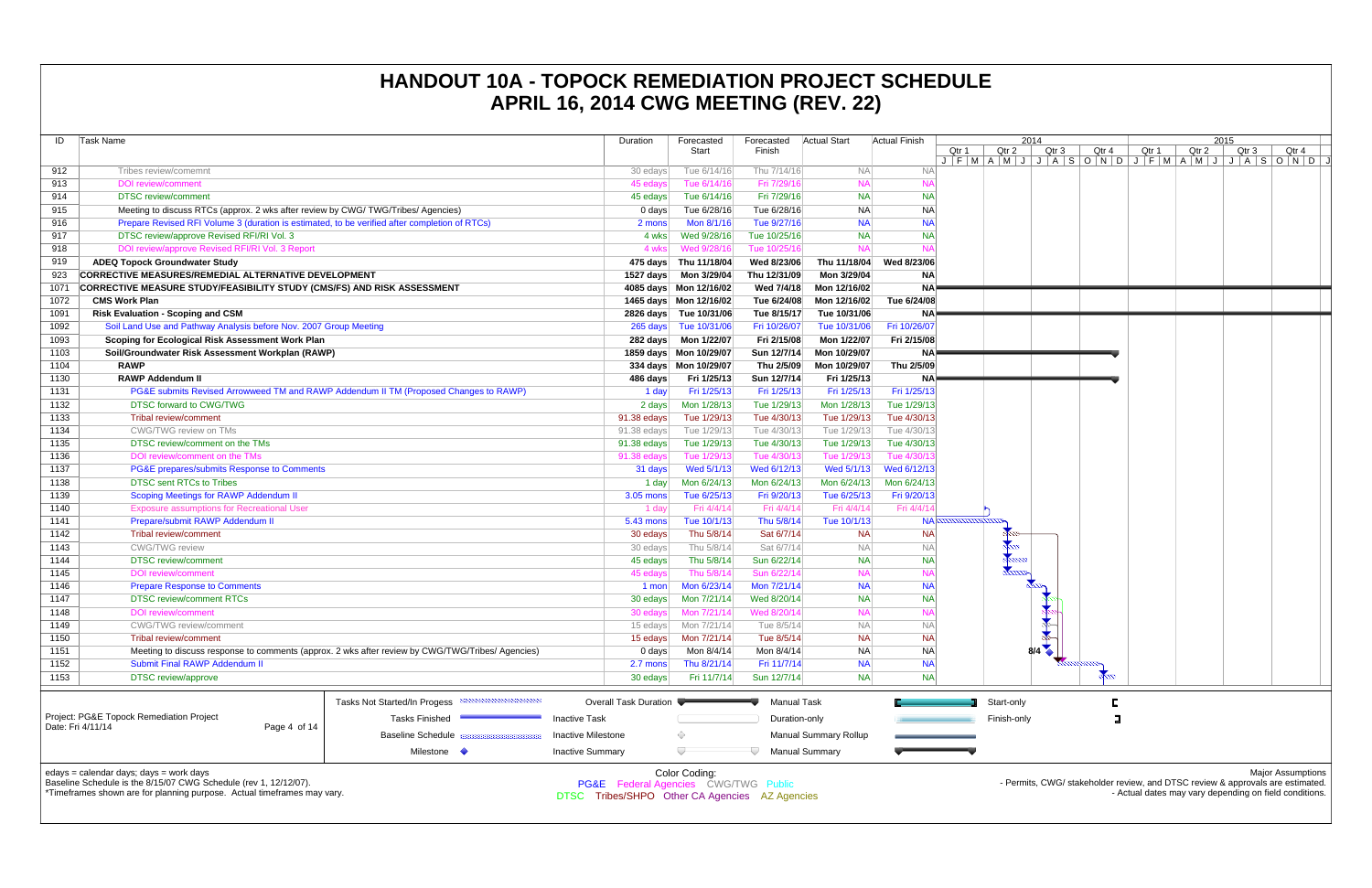# HANDOUT 10A - TOPOCK REMEDIATION PROJECT SCHEDULE
# APRIL 16, 2014 CWG MEETING (REV. 22)

| ID | Task Name | Duration | Forecasted Start | Forecasted Finish | Actual Start | Actual Finish |
|---|---|---|---|---|---|---|
| 912 | Tribes review/comemnt | 30 edays | Tue 6/14/16 | Thu 7/14/16 | NA | NA |
| 913 | DOI review/comment | 45 edays | Tue 6/14/16 | Fri 7/29/16 | NA | NA |
| 914 | DTSC review/comment | 45 edays | Tue 6/14/16 | Fri 7/29/16 | NA | NA |
| 915 | Meeting to discuss RTCs (approx. 2 wks after review by CWG/ TWG/Tribes/ Agencies) | 0 days | Tue 6/28/16 | Tue 6/28/16 | NA | NA |
| 916 | Prepare Revised RFI Volume 3 (duration is estimated, to be verified after completion of RTCs) | 2 mons | Mon 8/1/16 | Tue 9/27/16 | NA | NA |
| 917 | DTSC review/approve Revised RFI/RI Vol. 3 | 4 wks | Wed 9/28/16 | Tue 10/25/16 | NA | NA |
| 918 | DOI review/approve Revised RFI/RI Vol. 3 Report | 4 wks | Wed 9/28/16 | Tue 10/25/16 | NA | NA |
| 919 | **ADEQ Topock Groundwater Study** | **475 days** | **Thu 11/18/04** | **Wed 8/23/06** | **Thu 11/18/04** | **Wed 8/23/06** |
| 923 | **CORRECTIVE MEASURES/REMEDIAL ALTERNATIVE DEVELOPMENT** | **1527 days** | **Mon 3/29/04** | **Thu 12/31/09** | **Mon 3/29/04** | **NA** |
| 1071 | **CORRECTIVE MEASURE STUDY/FEASIBILITY STUDY (CMS/FS) AND RISK ASSESSMENT** | **4085 days** | **Mon 12/16/02** | **Wed 7/4/18** | **Mon 12/16/02** | **NA** |
| 1072 | **CMS Work Plan** | **1465 days** | **Mon 12/16/02** | **Tue 6/24/08** | **Mon 12/16/02** | **Tue 6/24/08** |
| 1091 | **Risk Evaluation - Scoping and CSM** | **2826 days** | **Tue 10/31/06** | **Tue 8/15/17** | **Tue 10/31/06** | **NA** |
| 1092 | Soil Land Use and Pathway Analysis before Nov. 2007 Group Meeting | 265 days | Tue 10/31/06 | Fri 10/26/07 | Tue 10/31/06 | Fri 10/26/07 |
| 1093 | **Scoping for Ecological Risk Assessment Work Plan** | **282 days** | **Mon 1/22/07** | **Fri 2/15/08** | **Mon 1/22/07** | **Fri 2/15/08** |
| 1103 | **Soil/Groundwater Risk Assessment Workplan (RAWP)** | **1859 days** | **Mon 10/29/07** | **Sun 12/7/14** | **Mon 10/29/07** | **NA** |
| 1104 | **RAWP** | **334 days** | **Mon 10/29/07** | **Thu 2/5/09** | **Mon 10/29/07** | **Thu 2/5/09** |
| 1130 | **RAWP Addendum II** | **486 days** | **Fri 1/25/13** | **Sun 12/7/14** | **Fri 1/25/13** | **NA** |
| 1131 | PG&E submits Revised Arrowweed TM and RAWP Addendum II TM (Proposed Changes to RAWP) | 1 day | Fri 1/25/13 | Fri 1/25/13 | Fri 1/25/13 | Fri 1/25/13 |
| 1132 | DTSC forward to CWG/TWG | 2 days | Mon 1/28/13 | Tue 1/29/13 | Mon 1/28/13 | Tue 1/29/13 |
| 1133 | Tribal review/comment | 91.38 edays | Tue 1/29/13 | Tue 4/30/13 | Tue 1/29/13 | Tue 4/30/13 |
| 1134 | CWG/TWG review on TMs | 91.38 edays | Tue 1/29/13 | Tue 4/30/13 | Tue 1/29/13 | Tue 4/30/13 |
| 1135 | DTSC review/comment on the TMs | 91.38 edays | Tue 1/29/13 | Tue 4/30/13 | Tue 1/29/13 | Tue 4/30/13 |
| 1136 | DOI review/comment on the TMs | 91.38 edays | Tue 1/29/13 | Tue 4/30/13 | Tue 1/29/13 | Tue 4/30/13 |
| 1137 | PG&E prepares/submits Response to Comments | 31 days | Wed 5/1/13 | Wed 6/12/13 | Wed 5/1/13 | Wed 6/12/13 |
| 1138 | DTSC sent RTCs to Tribes | 1 day | Mon 6/24/13 | Mon 6/24/13 | Mon 6/24/13 | Mon 6/24/13 |
| 1139 | Scoping Meetings for RAWP Addendum II | 3.05 mons | Tue 6/25/13 | Fri 9/20/13 | Tue 6/25/13 | Fri 9/20/13 |
| 1140 | Exposure assumptions for Recreational User | 1 day | Fri 4/4/14 | Fri 4/4/14 | Fri 4/4/14 | Fri 4/4/14 |
| 1141 | Prepare/submit RAWP Addendum II | 5.43 mons | Tue 10/1/13 | Thu 5/8/14 | Tue 10/1/13 | NA |
| 1142 | Tribal review/comment | 30 edays | Thu 5/8/14 | Sat 6/7/14 | NA | NA |
| 1143 | CWG/TWG review | 30 edays | Thu 5/8/14 | Sat 6/7/14 | NA | NA |
| 1144 | DTSC review/comment | 45 edays | Thu 5/8/14 | Sun 6/22/14 | NA | NA |
| 1145 | DOI review/comment | 45 edays | Thu 5/8/14 | Sun 6/22/14 | NA | NA |
| 1146 | Prepare Response to Comments | 1 mon | Mon 6/23/14 | Mon 7/21/14 | NA | NA |
| 1147 | DTSC review/comment RTCs | 30 edays | Mon 7/21/14 | Wed 8/20/14 | NA | NA |
| 1148 | DOI review/comment | 30 edays | Mon 7/21/14 | Wed 8/20/14 | NA | NA |
| 1149 | CWG/TWG review/comment | 15 edays | Mon 7/21/14 | Tue 8/5/14 | NA | NA |
| 1150 | Tribal review/comment | 15 edays | Mon 7/21/14 | Tue 8/5/14 | NA | NA |
| 1151 | Meeting to discuss response to comments (approx. 2 wks after review by CWG/TWG/Tribes/ Agencies) | 0 days | Mon 8/4/14 | Mon 8/4/14 | NA | NA |
| 1152 | Submit Final RAWP Addendum II | 2.7 mons | Thu 8/21/14 | Fri 11/7/14 | NA | NA |
| 1153 | DTSC review/approve | 30 edays | Fri 11/7/14 | Sun 12/7/14 | NA | NA |

Project: PG&E Topock Remediation Project
Date: Fri 4/11/14

Legend: Tasks Not Started/In Progess; Tasks Finished; Baseline Schedule; Milestone; Overall Task Duration; Inactive Task; Inactive Milestone; Inactive Summary; Manual Task; Duration-only; Manual Summary Rollup; Manual Summary; Start-only; Finish-only

edays = calendar days; days = work days
Baseline Schedule is the 8/15/07 CWG Schedule (rev 1, 12/12/07).
*Timeframes shown are for planning purpose. Actual timeframes may vary.

Color Coding:
PG&E Federal Agencies CWG/TWG Public
DTSC Tribes/SHPO Other CA Agencies AZ Agencies

Major Assumptions
- Permits, CWG/ stakeholder review, and DTSC review & approvals are estimated.
- Actual dates may vary depending on field conditions.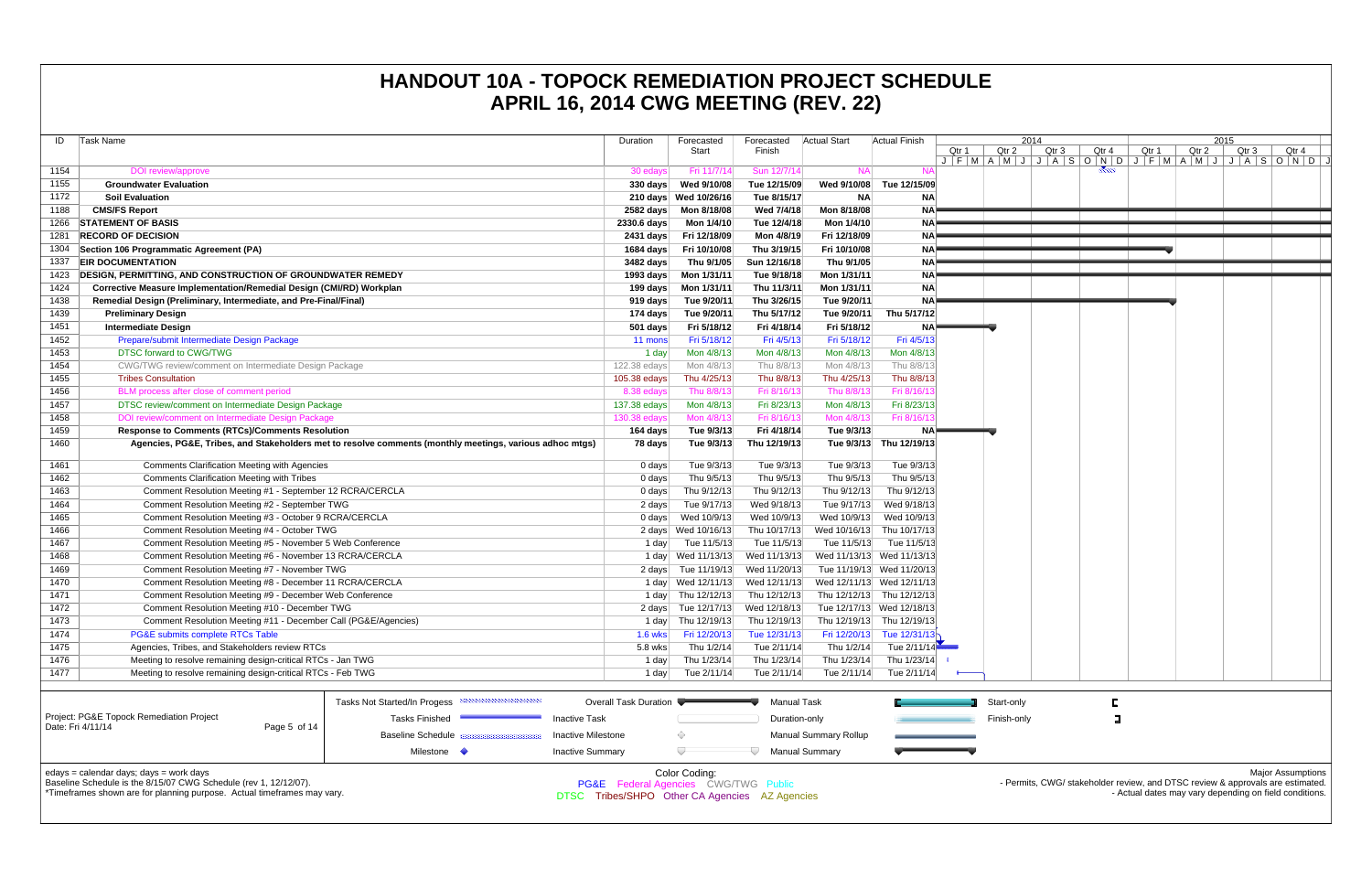# HANDOUT 10A - TOPOCK REMEDIATION PROJECT SCHEDULE
# APRIL 16, 2014 CWG MEETING (REV. 22)

| ID | Task Name | Duration | Forecasted Start | Forecasted Finish | Actual Start | Actual Finish |
|---|---|---|---|---|---|---|
| 1154 | DOI review/approve | 30 edays | Fri 11/7/14 | Sun 12/7/14 | NA | NA |
| 1155 | **Groundwater Evaluation** | **330 days** | **Wed 9/10/08** | **Tue 12/15/09** | **Wed 9/10/08** | **Tue 12/15/09** |
| 1172 | **Soil Evaluation** | **210 days** | **Wed 10/26/16** | **Tue 8/15/17** | **NA** | **NA** |
| 1188 | **CMS/FS Report** | **2582 days** | **Mon 8/18/08** | **Wed 7/4/18** | **Mon 8/18/08** | **NA** |
| 1266 | **STATEMENT OF BASIS** | **2330.6 days** | **Mon 1/4/10** | **Tue 12/4/18** | **Mon 1/4/10** | **NA** |
| 1281 | **RECORD OF DECISION** | **2431 days** | **Fri 12/18/09** | **Mon 4/8/19** | **Fri 12/18/09** | **NA** |
| 1304 | **Section 106 Programmatic Agreement (PA)** | **1684 days** | **Fri 10/10/08** | **Thu 3/19/15** | **Fri 10/10/08** | **NA** |
| 1337 | **EIR DOCUMENTATION** | **3482 days** | **Thu 9/1/05** | **Sun 12/16/18** | **Thu 9/1/05** | **NA** |
| 1423 | **DESIGN, PERMITTING, AND CONSTRUCTION OF GROUNDWATER REMEDY** | **1993 days** | **Mon 1/31/11** | **Tue 9/18/18** | **Mon 1/31/11** | **NA** |
| 1424 | **Corrective Measure Implementation/Remedial Design (CMI/RD) Workplan** | **199 days** | **Mon 1/31/11** | **Thu 11/3/11** | **Mon 1/31/11** | **NA** |
| 1438 | **Remedial Design (Preliminary, Intermediate, and Pre-Final/Final)** | **919 days** | **Tue 9/20/11** | **Thu 3/26/15** | **Tue 9/20/11** | **NA** |
| 1439 | **Preliminary Design** | **174 days** | **Tue 9/20/11** | **Thu 5/17/12** | **Tue 9/20/11** | **Thu 5/17/12** |
| 1451 | **Intermediate Design** | **501 days** | **Fri 5/18/12** | **Fri 4/18/14** | **Fri 5/18/12** | **NA** |
| 1452 | Prepare/submit Intermediate Design Package | 11 mons | Fri 5/18/12 | Fri 4/5/13 | Fri 5/18/12 | Fri 4/5/13 |
| 1453 | DTSC forward to CWG/TWG | 1 day | Mon 4/8/13 | Mon 4/8/13 | Mon 4/8/13 | Mon 4/8/13 |
| 1454 | CWG/TWG review/comment on Intermediate Design Package | 122.38 edays | Mon 4/8/13 | Thu 8/8/13 | Mon 4/8/13 | Thu 8/8/13 |
| 1455 | Tribes Consultation | 105.38 edays | Thu 4/25/13 | Thu 8/8/13 | Thu 4/25/13 | Thu 8/8/13 |
| 1456 | BLM process after close of comment period | 8.38 edays | Thu 8/8/13 | Fri 8/16/13 | Thu 8/8/13 | Fri 8/16/13 |
| 1457 | DTSC review/comment on Intermediate Design Package | 137.38 edays | Mon 4/8/13 | Fri 8/23/13 | Mon 4/8/13 | Fri 8/23/13 |
| 1458 | DOI review/comment on Intermediate Design Package | 130.38 edays | Mon 4/8/13 | Fri 8/16/13 | Mon 4/8/13 | Fri 8/16/13 |
| 1459 | **Response to Comments (RTCs)/Comments Resolution** | **164 days** | **Tue 9/3/13** | **Fri 4/18/14** | **Tue 9/3/13** | **NA** |
| 1460 | **Agencies, PG&E, Tribes, and Stakeholders met to resolve comments (monthly meetings, various adhoc mtgs)** | **78 days** | **Tue 9/3/13** | **Thu 12/19/13** | **Tue 9/3/13** | **Thu 12/19/13** |
| 1461 | Comments Clarification Meeting with Agencies | 0 days | Tue 9/3/13 | Tue 9/3/13 | Tue 9/3/13 | Tue 9/3/13 |
| 1462 | Comments Clarification Meeting with Tribes | 0 days | Thu 9/5/13 | Thu 9/5/13 | Thu 9/5/13 | Thu 9/5/13 |
| 1463 | Comment Resolution Meeting #1 - September 12 RCRA/CERCLA | 0 days | Thu 9/12/13 | Thu 9/12/13 | Thu 9/12/13 | Thu 9/12/13 |
| 1464 | Comment Resolution Meeting #2 - September TWG | 2 days | Tue 9/17/13 | Wed 9/18/13 | Tue 9/17/13 | Wed 9/18/13 |
| 1465 | Comment Resolution Meeting #3 - October 9 RCRA/CERCLA | 0 days | Wed 10/9/13 | Wed 10/9/13 | Wed 10/9/13 | Wed 10/9/13 |
| 1466 | Comment Resolution Meeting #4 - October TWG | 2 days | Wed 10/16/13 | Thu 10/17/13 | Wed 10/16/13 | Thu 10/17/13 |
| 1467 | Comment Resolution Meeting #5 - November 5 Web Conference | 1 day | Tue 11/5/13 | Tue 11/5/13 | Tue 11/5/13 | Tue 11/5/13 |
| 1468 | Comment Resolution Meeting #6 - November 13 RCRA/CERCLA | 1 day | Wed 11/13/13 | Wed 11/13/13 | Wed 11/13/13 | Wed 11/13/13 |
| 1469 | Comment Resolution Meeting #7 - November TWG | 2 days | Tue 11/19/13 | Wed 11/20/13 | Tue 11/19/13 | Wed 11/20/13 |
| 1470 | Comment Resolution Meeting #8 - December 11 RCRA/CERCLA | 1 day | Wed 12/11/13 | Wed 12/11/13 | Wed 12/11/13 | Wed 12/11/13 |
| 1471 | Comment Resolution Meeting #9 - December Web Conference | 1 day | Thu 12/12/13 | Thu 12/12/13 | Thu 12/12/13 | Thu 12/12/13 |
| 1472 | Comment Resolution Meeting #10 - December TWG | 2 days | Tue 12/17/13 | Wed 12/18/13 | Tue 12/17/13 | Wed 12/18/13 |
| 1473 | Comment Resolution Meeting #11 - December Call (PG&E/Agencies) | 1 day | Thu 12/19/13 | Thu 12/19/13 | Thu 12/19/13 | Thu 12/19/13 |
| 1474 | PG&E submits complete RTCs Table | 1.6 wks | Fri 12/20/13 | Tue 12/31/13 | Fri 12/20/13 | Tue 12/31/13 |
| 1475 | Agencies, Tribes, and Stakeholders review RTCs | 5.8 wks | Thu 1/2/14 | Tue 2/11/14 | Thu 1/2/14 | Tue 2/11/14 |
| 1476 | Meeting to resolve remaining design-critical RTCs - Jan TWG | 1 day | Thu 1/23/14 | Thu 1/23/14 | Thu 1/23/14 | Thu 1/23/14 |
| 1477 | Meeting to resolve remaining design-critical RTCs - Feb TWG | 1 day | Tue 2/11/14 | Tue 2/11/14 | Tue 2/11/14 | Tue 2/11/14 |

Project: PG&E Topock Remediation Project
Date: Fri 4/11/14

Legend: Tasks Not Started/In Progess; Tasks Finished; Baseline Schedule; Milestone; Overall Task Duration; Inactive Task; Inactive Milestone; Inactive Summary; Manual Task; Duration-only; Manual Summary Rollup; Manual Summary; Start-only; Finish-only

edays = calendar days; days = work days
Baseline Schedule is the 8/15/07 CWG Schedule (rev 1, 12/12/07).
*Timeframes shown are for planning purpose. Actual timeframes may vary.

Color Coding:
PG&E Federal Agencies CWG/TWG Public
DTSC Tribes/SHPO Other CA Agencies AZ Agencies

Major Assumptions
- Permits, CWG/ stakeholder review, and DTSC review & approvals are estimated.
- Actual dates may vary depending on field conditions.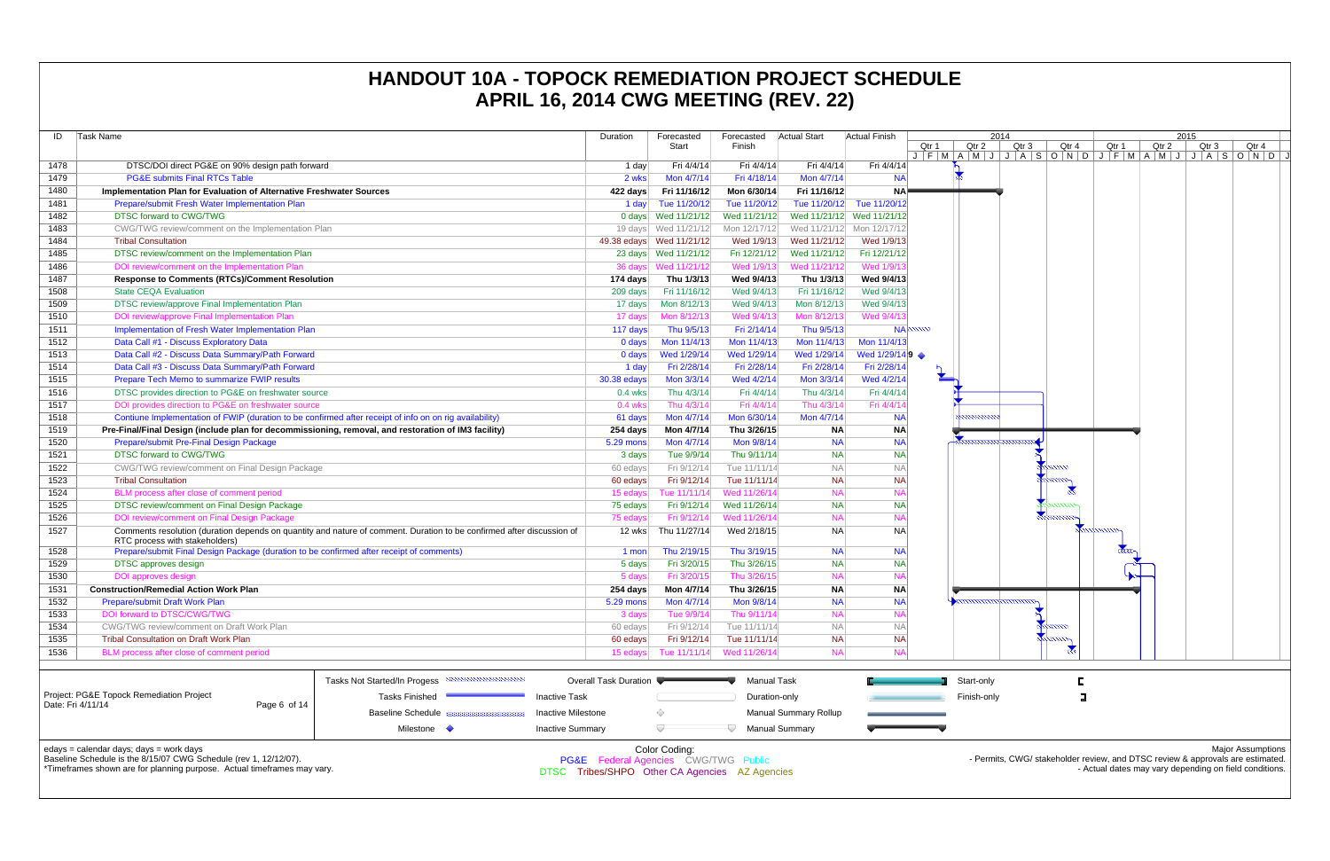# HANDOUT 10A - TOPOCK REMEDIATION PROJECT SCHEDULE
## APRIL 16, 2014 CWG MEETING (REV. 22)

| ID | Task Name | Duration | Forecasted Start | Forecasted Finish | Actual Start | Actual Finish |
|---|---|---|---|---|---|---|
| 1478 | DTSC/DOI direct PG&E on 90% design path forward | 1 day | Fri 4/4/14 | Fri 4/4/14 | Fri 4/4/14 | Fri 4/4/14 |
| 1479 | PG&E submits Final RTCs Table | 2 wks | Mon 4/7/14 | Fri 4/18/14 | Mon 4/7/14 | NA |
| 1480 | **Implementation Plan for Evaluation of Alternative Freshwater Sources** | **422 days** | **Fri 11/16/12** | **Mon 6/30/14** | **Fri 11/16/12** | **NA** |
| 1481 | Prepare/submit Fresh Water Implementation Plan | 1 day | Tue 11/20/12 | Tue 11/20/12 | Tue 11/20/12 | Tue 11/20/12 |
| 1482 | DTSC forward to CWG/TWG | 0 days | Wed 11/21/12 | Wed 11/21/12 | Wed 11/21/12 | Wed 11/21/12 |
| 1483 | CWG/TWG review/comment on the Implementation Plan | 19 days | Wed 11/21/12 | Mon 12/17/12 | Wed 11/21/12 | Mon 12/17/12 |
| 1484 | Tribal Consultation | 49.38 edays | Wed 11/21/12 | Wed 1/9/13 | Wed 11/21/12 | Wed 1/9/13 |
| 1485 | DTSC review/comment on the Implementation Plan | 23 days | Wed 11/21/12 | Fri 12/21/12 | Wed 11/21/12 | Fri 12/21/12 |
| 1486 | DOI review/comment on the Implementation Plan | 36 days | Wed 11/21/12 | Wed 1/9/13 | Wed 11/21/12 | Wed 1/9/13 |
| 1487 | **Response to Comments (RTCs)/Comment Resolution** | **174 days** | **Thu 1/3/13** | **Wed 9/4/13** | **Thu 1/3/13** | **Wed 9/4/13** |
| 1508 | State CEQA Evaluation | 209 days | Fri 11/16/12 | Wed 9/4/13 | Fri 11/16/12 | Wed 9/4/13 |
| 1509 | DTSC review/approve Final Implementation Plan | 17 days | Mon 8/12/13 | Wed 9/4/13 | Mon 8/12/13 | Wed 9/4/13 |
| 1510 | DOI review/approve Final Implementation Plan | 17 days | Mon 8/12/13 | Wed 9/4/13 | Mon 8/12/13 | Wed 9/4/13 |
| 1511 | Implementation of Fresh Water Implementation Plan | 117 days | Thu 9/5/13 | Fri 2/14/14 | Thu 9/5/13 | NA |
| 1512 | Data Call #1 - Discuss Exploratory Data | 0 days | Mon 11/4/13 | Mon 11/4/13 | Mon 11/4/13 | Mon 11/4/13 |
| 1513 | Data Call #2 - Discuss Data Summary/Path Forward | 0 days | Wed 1/29/14 | Wed 1/29/14 | Wed 1/29/14 | Wed 1/29/14 |
| 1514 | Data Call #3 - Discuss Data Summary/Path Forward | 1 day | Fri 2/28/14 | Fri 2/28/14 | Fri 2/28/14 | Fri 2/28/14 |
| 1515 | Prepare Tech Memo to summarize FWIP results | 30.38 edays | Mon 3/3/14 | Wed 4/2/14 | Mon 3/3/14 | Wed 4/2/14 |
| 1516 | DTSC provides direction to PG&E on freshwater source | 0.4 wks | Thu 4/3/14 | Fri 4/4/14 | Thu 4/3/14 | Fri 4/4/14 |
| 1517 | DOI provides direction to PG&E on freshwater source | 0.4 wks | Thu 4/3/14 | Fri 4/4/14 | Thu 4/3/14 | Fri 4/4/14 |
| 1518 | Contiune Implementation of FWIP (duration to be confirmed after receipt of info on on rig availability) | 61 days | Mon 4/7/14 | Mon 6/30/14 | Mon 4/7/14 | NA |
| 1519 | **Pre-Final/Final Design (include plan for decommissioning, removal, and restoration of IM3 facility)** | **254 days** | **Mon 4/7/14** | **Thu 3/26/15** | **NA** | **NA** |
| 1520 | Prepare/submit Pre-Final Design Package | 5.29 mons | Mon 4/7/14 | Mon 9/8/14 | NA | NA |
| 1521 | DTSC forward to CWG/TWG | 3 days | Tue 9/9/14 | Thu 9/11/14 | NA | NA |
| 1522 | CWG/TWG review/comment on Final Design Package | 60 edays | Fri 9/12/14 | Tue 11/11/14 | NA | NA |
| 1523 | Tribal Consultation | 60 edays | Fri 9/12/14 | Tue 11/11/14 | NA | NA |
| 1524 | BLM process after close of comment period | 15 edays | Tue 11/11/14 | Wed 11/26/14 | NA | NA |
| 1525 | DTSC review/comment on Final Design Package | 75 edays | Fri 9/12/14 | Wed 11/26/14 | NA | NA |
| 1526 | DOI review/comment on Final Design Package | 75 edays | Fri 9/12/14 | Wed 11/26/14 | NA | NA |
| 1527 | Comments resolution (duration depends on quantity and nature of comment. Duration to be confirmed after discussion of RTC process with stakeholders) | 12 wks | Thu 11/27/14 | Wed 2/18/15 | NA | NA |
| 1528 | Prepare/submit Final Design Package (duration to be confirmed after receipt of comments) | 1 mon | Thu 2/19/15 | Thu 3/19/15 | NA | NA |
| 1529 | DTSC approves design | 5 days | Fri 3/20/15 | Thu 3/26/15 | NA | NA |
| 1530 | DOI approves design | 5 days | Fri 3/20/15 | Thu 3/26/15 | NA | NA |
| 1531 | **Construction/Remedial Action Work Plan** | **254 days** | **Mon 4/7/14** | **Thu 3/26/15** | **NA** | **NA** |
| 1532 | Prepare/submit Draft Work Plan | 5.29 mons | Mon 4/7/14 | Mon 9/8/14 | NA | NA |
| 1533 | DOI forward to DTSC/CWG/TWG | 3 days | Tue 9/9/14 | Thu 9/11/14 | NA | NA |
| 1534 | CWG/TWG review/comment on Draft Work Plan | 60 edays | Fri 9/12/14 | Tue 11/11/14 | NA | NA |
| 1535 | Tribal Consultation on Draft Work Plan | 60 edays | Fri 9/12/14 | Tue 11/11/14 | NA | NA |
| 1536 | BLM process after close of comment period | 15 edays | Tue 11/11/14 | Wed 11/26/14 | NA | NA |

Project: PG&E Topock Remediation Project
Date: Fri 4/11/14

Legend: Tasks Not Started/In Progess; Tasks Finished; Baseline Schedule; Milestone; Overall Task Duration; Inactive Task; Inactive Milestone; Inactive Summary; Manual Task; Duration-only; Manual Summary Rollup; Manual Summary; Start-only; Finish-only

edays = calendar days; days = work days
Baseline Schedule is the 8/15/07 CWG Schedule (rev 1, 12/12/07).
*Timeframes shown are for planning purpose. Actual timeframes may vary.

Color Coding:
PG&E Federal Agencies CWG/TWG Public
DTSC Tribes/SHPO Other CA Agencies AZ Agencies

Major Assumptions
- Permits, CWG/ stakeholder review, and DTSC review & approvals are estimated.
- Actual dates may vary depending on field conditions.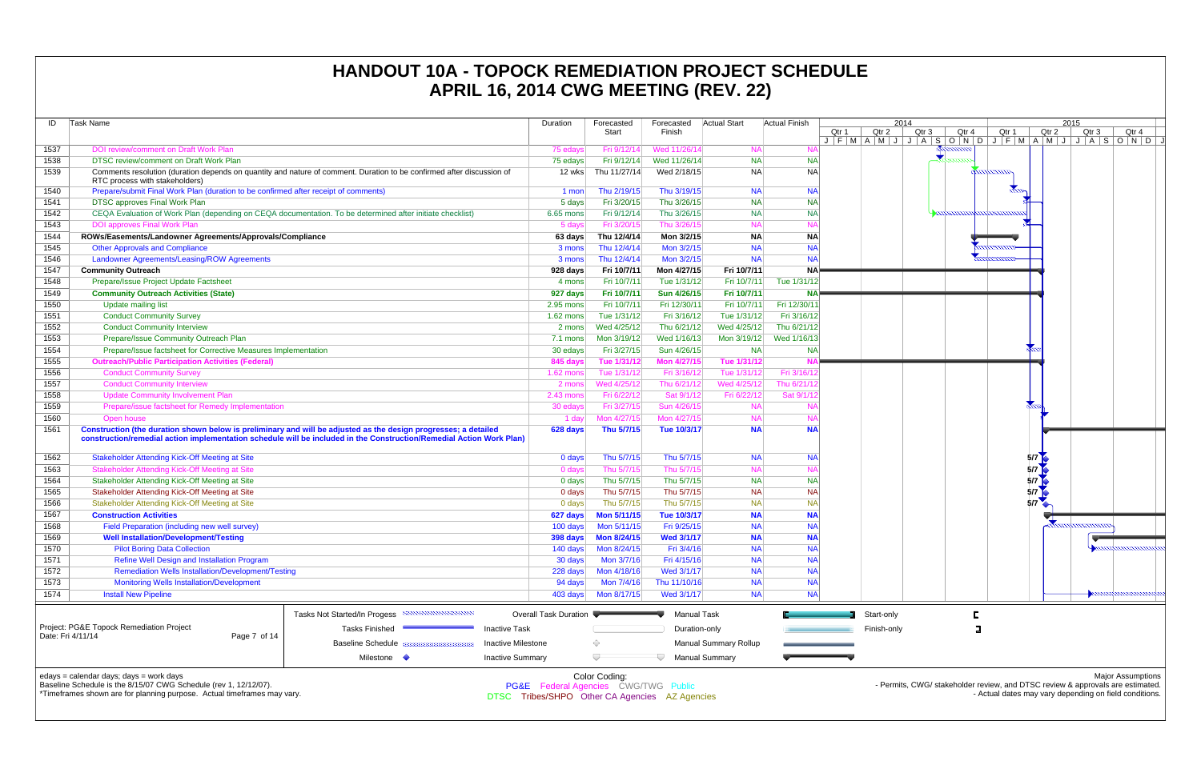# HANDOUT 10A - TOPOCK REMEDIATION PROJECT SCHEDULE
## APRIL 16, 2014 CWG MEETING (REV. 22)

| ID | Task Name | Duration | Forecasted Start | Forecasted Finish | Actual Start | Actual Finish |
|---|---|---|---|---|---|---|
| 1537 | DOI review/comment on Draft Work Plan | 75 edays | Fri 9/12/14 | Wed 11/26/14 | NA | NA |
| 1538 | DTSC review/comment on Draft Work Plan | 75 edays | Fri 9/12/14 | Wed 11/26/14 | NA | NA |
| 1539 | Comments resolution (duration depends on quantity and nature of comment. Duration to be confirmed after discussion of RTC process with stakeholders) | 12 wks | Thu 11/27/14 | Wed 2/18/15 | NA | NA |
| 1540 | Prepare/submit Final Work Plan (duration to be confirmed after receipt of comments) | 1 mon | Thu 2/19/15 | Thu 3/19/15 | NA | NA |
| 1541 | DTSC approves Final Work Plan | 5 days | Fri 3/20/15 | Thu 3/26/15 | NA | NA |
| 1542 | CEQA Evaluation of Work Plan (depending on CEQA documentation. To be determined after initiate checklist) | 6.65 mons | Fri 9/12/14 | Thu 3/26/15 | NA | NA |
| 1543 | DOI approves Final Work Plan | 5 days | Fri 3/20/15 | Thu 3/26/15 | NA | NA |
| 1544 | **ROWs/Easements/Landowner Agreements/Approvals/Compliance** | **63 days** | **Thu 12/4/14** | **Mon 3/2/15** | **NA** | **NA** |
| 1545 | Other Approvals and Compliance | 3 mons | Thu 12/4/14 | Mon 3/2/15 | NA | NA |
| 1546 | Landowner Agreements/Leasing/ROW Agreements | 3 mons | Thu 12/4/14 | Mon 3/2/15 | NA | NA |
| 1547 | **Community Outreach** | **928 days** | **Fri 10/7/11** | **Mon 4/27/15** | **Fri 10/7/11** | **NA** |
| 1548 | Prepare/Issue Project Update Factsheet | 4 mons | Fri 10/7/11 | Tue 1/31/12 | Fri 10/7/11 | Tue 1/31/12 |
| 1549 | **Community Outreach Activities (State)** | **927 days** | **Fri 10/7/11** | **Sun 4/26/15** | **Fri 10/7/11** | **NA** |
| 1550 | Update mailing list | 2.95 mons | Fri 10/7/11 | Fri 12/30/11 | Fri 10/7/11 | Fri 12/30/11 |
| 1551 | Conduct Community Survey | 1.62 mons | Tue 1/31/12 | Fri 3/16/12 | Tue 1/31/12 | Fri 3/16/12 |
| 1552 | Conduct Community Interview | 2 mons | Wed 4/25/12 | Thu 6/21/12 | Wed 4/25/12 | Thu 6/21/12 |
| 1553 | Prepare/Issue Community Outreach Plan | 7.1 mons | Mon 3/19/12 | Wed 1/16/13 | Mon 3/19/12 | Wed 1/16/13 |
| 1554 | Prepare/Issue factsheet for Corrective Measures Implementation | 30 edays | Fri 3/27/15 | Sun 4/26/15 | NA | NA |
| 1555 | **Outreach/Public Participation Activities (Federal)** | **845 days** | **Tue 1/31/12** | **Mon 4/27/15** | **Tue 1/31/12** | **NA** |
| 1556 | Conduct Community Survey | 1.62 mons | Tue 1/31/12 | Fri 3/16/12 | Tue 1/31/12 | Fri 3/16/12 |
| 1557 | Conduct Community Interview | 2 mons | Wed 4/25/12 | Thu 6/21/12 | Wed 4/25/12 | Thu 6/21/12 |
| 1558 | Update Community Involvement Plan | 2.43 mons | Fri 6/22/12 | Sat 9/1/12 | Fri 6/22/12 | Sat 9/1/12 |
| 1559 | Prepare/issue factsheet for Remedy Implementation | 30 edays | Fri 3/27/15 | Sun 4/26/15 | NA | NA |
| 1560 | Open house | 1 day | Mon 4/27/15 | Mon 4/27/15 | NA | NA |
| 1561 | **Construction (the duration shown below is preliminary and will be adjusted as the design progresses; a detailed construction/remedial action implementation schedule will be included in the Construction/Remedial Action Work Plan)** | **628 days** | **Thu 5/7/15** | **Tue 10/3/17** | **NA** | **NA** |
| 1562 | Stakeholder Attending Kick-Off Meeting at Site | 0 days | Thu 5/7/15 | Thu 5/7/15 | NA | NA |
| 1563 | Stakeholder Attending Kick-Off Meeting at Site | 0 days | Thu 5/7/15 | Thu 5/7/15 | NA | NA |
| 1564 | Stakeholder Attending Kick-Off Meeting at Site | 0 days | Thu 5/7/15 | Thu 5/7/15 | NA | NA |
| 1565 | Stakeholder Attending Kick-Off Meeting at Site | 0 days | Thu 5/7/15 | Thu 5/7/15 | NA | NA |
| 1566 | Stakeholder Attending Kick-Off Meeting at Site | 0 days | Thu 5/7/15 | Thu 5/7/15 | NA | NA |
| 1567 | **Construction Activities** | **627 days** | **Mon 5/11/15** | **Tue 10/3/17** | **NA** | **NA** |
| 1568 | Field Preparation (including new well survey) | 100 days | Mon 5/11/15 | Fri 9/25/15 | NA | NA |
| 1569 | **Well Installation/Development/Testing** | **398 days** | **Mon 8/24/15** | **Wed 3/1/17** | **NA** | **NA** |
| 1570 | Pilot Boring Data Collection | 140 days | Mon 8/24/15 | Fri 3/4/16 | NA | NA |
| 1571 | Refine Well Design and Installation Program | 30 days | Mon 3/7/16 | Fri 4/15/16 | NA | NA |
| 1572 | Remediation Wells Installation/Development/Testing | 228 days | Mon 4/18/16 | Wed 3/1/17 | NA | NA |
| 1573 | Monitoring Wells Installation/Development | 94 days | Mon 7/4/16 | Thu 11/10/16 | NA | NA |
| 1574 | Install New Pipeline | 403 days | Mon 8/17/15 | Wed 3/1/17 | NA | NA |

Project: PG&E Topock Remediation Project
Date: Fri 4/11/14

Legend: Tasks Not Started/In Progess; Tasks Finished; Baseline Schedule; Milestone; Overall Task Duration; Inactive Task; Inactive Milestone; Inactive Summary; Manual Task; Duration-only; Manual Summary Rollup; Manual Summary; Start-only; Finish-only

edays = calendar days; days = work days
Baseline Schedule is the 8/15/07 CWG Schedule (rev 1, 12/12/07).
*Timeframes shown are for planning purpose. Actual timeframes may vary.

Color Coding:
PG&E Federal Agencies CWG/TWG Public
DTSC Tribes/SHPO Other CA Agencies AZ Agencies

Major Assumptions
- Permits, CWG/ stakeholder review, and DTSC review & approvals are estimated.
- Actual dates may vary depending on field conditions.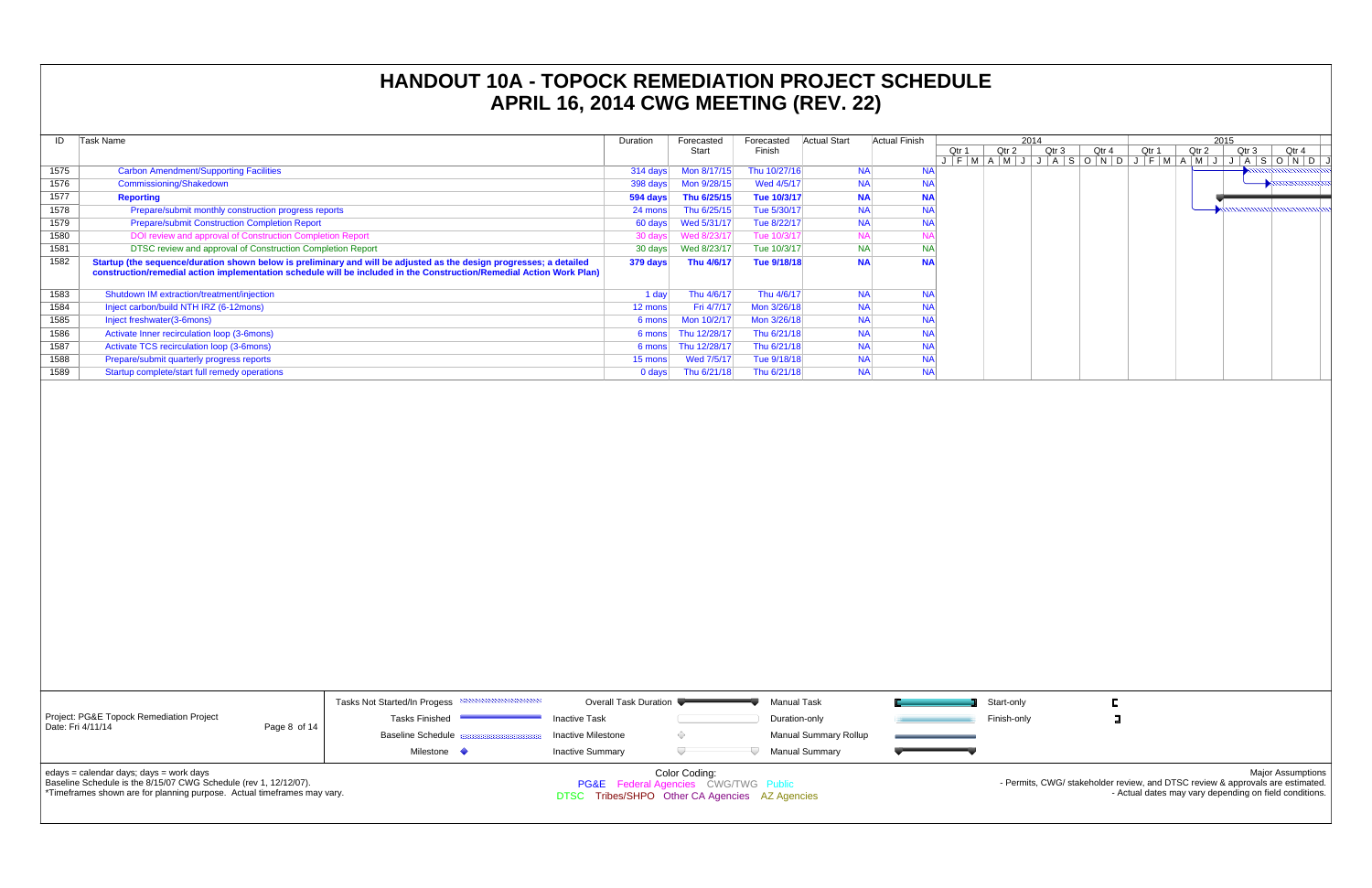# HANDOUT 10A - TOPOCK REMEDIATION PROJECT SCHEDULE
# APRIL 16, 2014 CWG MEETING (REV. 22)

| ID | Task Name | Duration | Forecasted Start | Forecasted Finish | Actual Start | Actual Finish |
|---|---|---|---|---|---|---|
| 1575 | Carbon Amendment/Supporting Facilities | 314 days | Mon 8/17/15 | Thu 10/27/16 | NA | NA |
| 1576 | Commissioning/Shakedown | 398 days | Mon 9/28/15 | Wed 4/5/17 | NA | NA |
| 1577 | **Reporting** | **594 days** | **Thu 6/25/15** | **Tue 10/3/17** | **NA** | **NA** |
| 1578 | Prepare/submit monthly construction progress reports | 24 mons | Thu 6/25/15 | Tue 5/30/17 | NA | NA |
| 1579 | Prepare/submit Construction Completion Report | 60 days | Wed 5/31/17 | Tue 8/22/17 | NA | NA |
| 1580 | DOI review and approval of Construction Completion Report | 30 days | Wed 8/23/17 | Tue 10/3/17 | NA | NA |
| 1581 | DTSC review and approval of Construction Completion Report | 30 days | Wed 8/23/17 | Tue 10/3/17 | NA | NA |
| 1582 | **Startup (the sequence/duration shown below is preliminary and will be adjusted as the design progresses; a detailed construction/remedial action implementation schedule will be included in the Construction/Remedial Action Work Plan)** | **379 days** | **Thu 4/6/17** | **Tue 9/18/18** | **NA** | **NA** |
| 1583 | Shutdown IM extraction/treatment/injection | 1 day | Thu 4/6/17 | Thu 4/6/17 | NA | NA |
| 1584 | Inject carbon/build NTH IRZ (6-12mons) | 12 mons | Fri 4/7/17 | Mon 3/26/18 | NA | NA |
| 1585 | Inject freshwater(3-6mons) | 6 mons | Mon 10/2/17 | Mon 3/26/18 | NA | NA |
| 1586 | Activate Inner recirculation loop (3-6mons) | 6 mons | Thu 12/28/17 | Thu 6/21/18 | NA | NA |
| 1587 | Activate TCS recirculation loop (3-6mons) | 6 mons | Thu 12/28/17 | Thu 6/21/18 | NA | NA |
| 1588 | Prepare/submit quarterly progress reports | 15 mons | Wed 7/5/17 | Tue 9/18/18 | NA | NA |
| 1589 | Startup complete/start full remedy operations | 0 days | Thu 6/21/18 | Thu 6/21/18 | NA | NA |

2014: Qtr 1, Qtr 2, Qtr 3, Qtr 4
2015: Qtr 1, Qtr 2, Qtr 3, Qtr 4
J F M A M J J A S O N D J F M A M J J A S O N D J

Project: PG&E Topock Remediation Project
Date: Fri 4/11/14
Page 8 of 14

Tasks Not Started/In Progess
Tasks Finished
Baseline Schedule
Milestone
Overall Task Duration
Inactive Task
Inactive Milestone
Inactive Summary
Manual Task
Duration-only
Manual Summary Rollup
Manual Summary
Start-only
Finish-only

edays = calendar days; days = work days
Baseline Schedule is the 8/15/07 CWG Schedule (rev 1, 12/12/07).
*Timeframes shown are for planning purpose. Actual timeframes may vary.

Color Coding:
PG&E Federal Agencies CWG/TWG Public
DTSC Tribes/SHPO Other CA Agencies AZ Agencies

Major Assumptions
- Permits, CWG/ stakeholder review, and DTSC review & approvals are estimated.
- Actual dates may vary depending on field conditions.